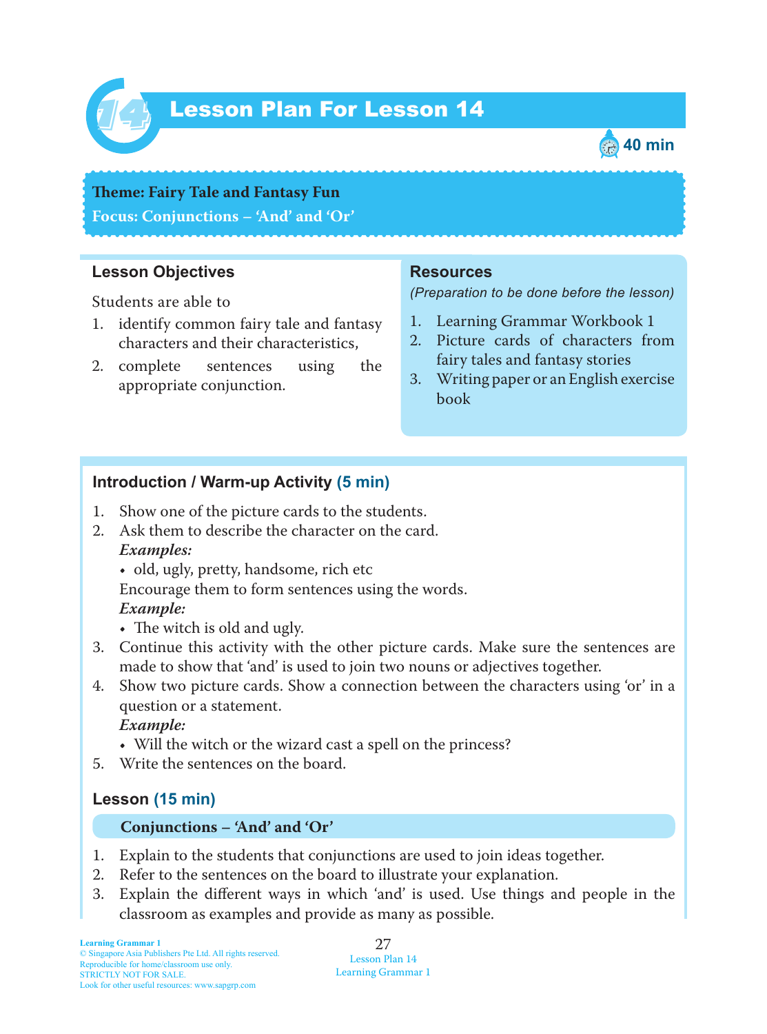# Lesson Plan For Lesson 14

40 min

**Theme: Fairy Tale and Fantasy Fun**
**Focus: Conjunctions – 'And' and 'Or'**

## Lesson Objectives

Students are able to

1. identify common fairy tale and fantasy characters and their characteristics,
2. complete sentences using the appropriate conjunction.

## Resources

*(Preparation to be done before the lesson)*

1. Learning Grammar Workbook 1
2. Picture cards of characters from fairy tales and fantasy stories
3. Writing paper or an English exercise book

## Introduction / Warm-up Activity (5 min)

1. Show one of the picture cards to the students.
2. Ask them to describe the character on the card.
   ***Examples:***
   - old, ugly, pretty, handsome, rich etc

   Encourage them to form sentences using the words.
   ***Example:***
   - The witch is old and ugly.
3. Continue this activity with the other picture cards. Make sure the sentences are made to show that 'and' is used to join two nouns or adjectives together.
4. Show two picture cards. Show a connection between the characters using 'or' in a question or a statement.
   ***Example:***
   - Will the witch or the wizard cast a spell on the princess?
5. Write the sentences on the board.

## Lesson (15 min)

**Conjunctions – 'And' and 'Or'**

1. Explain to the students that conjunctions are used to join ideas together.
2. Refer to the sentences on the board to illustrate your explanation.
3. Explain the different ways in which 'and' is used. Use things and people in the classroom as examples and provide as many as possible.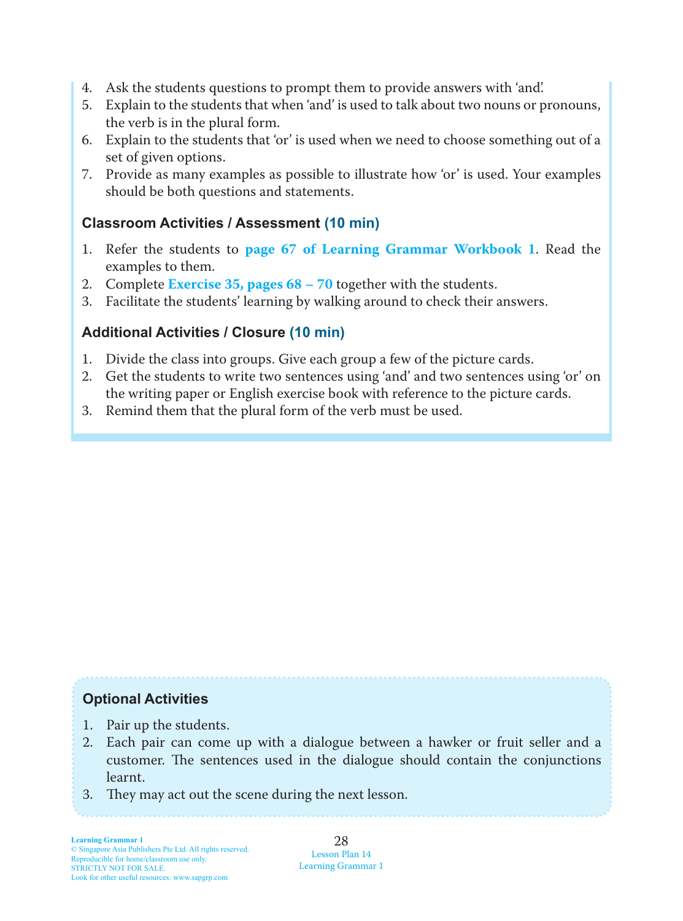4. Ask the students questions to prompt them to provide answers with 'and'.
5. Explain to the students that when 'and' is used to talk about two nouns or pronouns, the verb is in the plural form.
6. Explain to the students that 'or' is used when we need to choose something out of a set of given options.
7. Provide as many examples as possible to illustrate how 'or' is used. Your examples should be both questions and statements.

### Classroom Activities / Assessment (10 min)

1. Refer the students to **page 67 of Learning Grammar Workbook 1**. Read the examples to them.
2. Complete **Exercise 35, pages 68 – 70** together with the students.
3. Facilitate the students' learning by walking around to check their answers.

### Additional Activities / Closure (10 min)

1. Divide the class into groups. Give each group a few of the picture cards.
2. Get the students to write two sentences using 'and' and two sentences using 'or' on the writing paper or English exercise book with reference to the picture cards.
3. Remind them that the plural form of the verb must be used.

### Optional Activities

1. Pair up the students.
2. Each pair can come up with a dialogue between a hawker or fruit seller and a customer. The sentences used in the dialogue should contain the conjunctions learnt.
3. They may act out the scene during the next lesson.